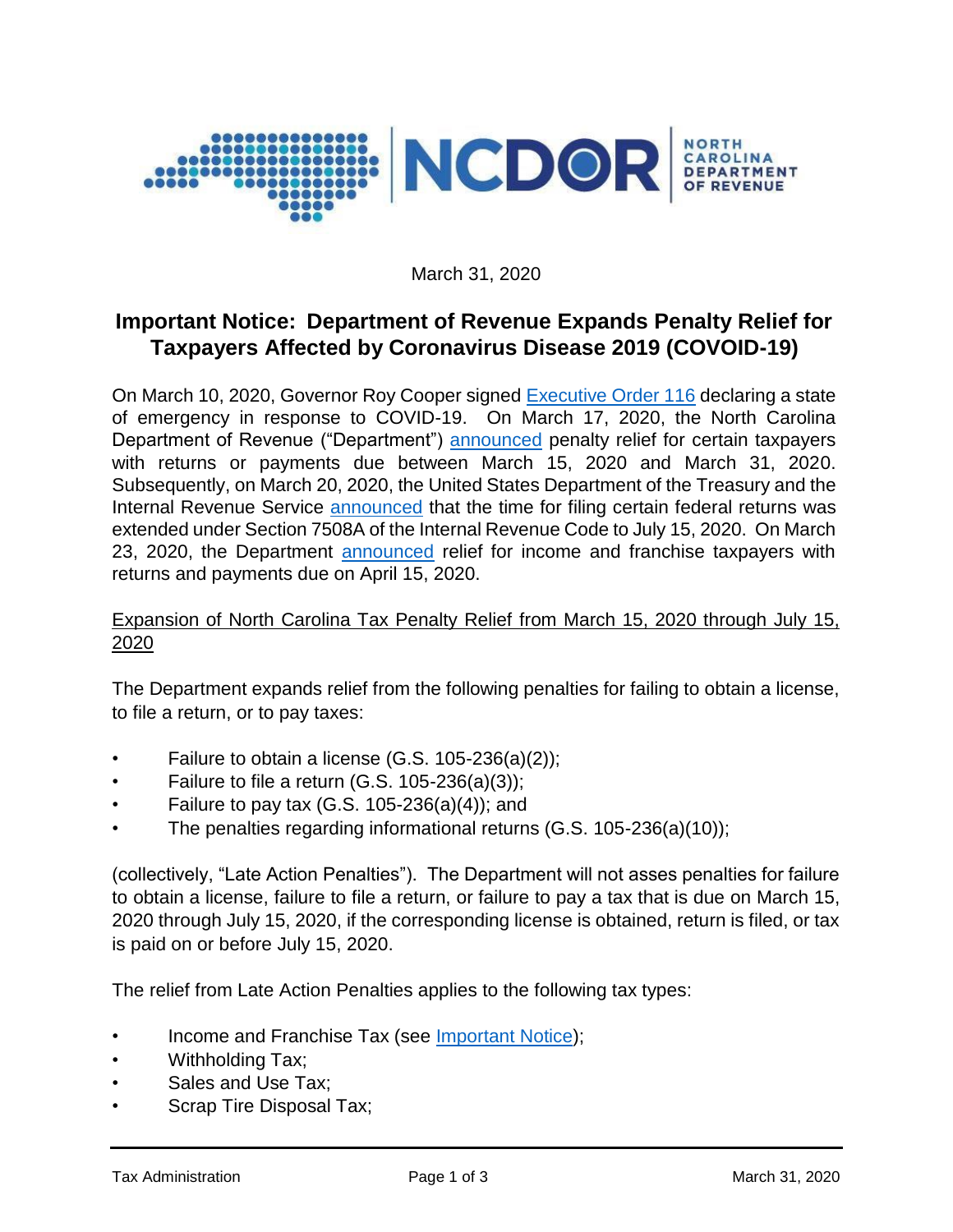March 31, 2020

## Important Notice: Department of Revenue Expands Penalty Relief for Taxpayers Affected by Coronavirus Disease 2019 (COVOID-19)

On March 10, 2020, Governor Roy Cooper signed Executive Order 116 declaring a state of emergency in response to COVID-19. On March 17, 2020, the North Carolina Department of Revenue ("Department") announced penalty relief for certain taxpayers with returns or payments due between March 15, 2020 and March 31, 2020. Subsequently, on March 20, 2020, the United States Department of the Treasury and the Internal Revenue Service announced that the time for filing certain federal returns was extended under Section 7508A of the Internal Revenue Code to July 15, 2020. On March 23, 2020, the Department announced relief for income and franchise taxpayers with returns and payments due on April 15, 2020.

Expansion of North Carolina Tax Penalty Relief from March 15, 2020 through July 15, 2020

The Department expands relief from the following penalties for failing to obtain a license, to file a return, or to pay taxes:

- Failure to obtain a license (G.S. 105-236(a)(2));
- Failure to file a return (G.S. 105-236(a)(3));
- Failure to pay tax (G.S. 105-236(a)(4)); and
- The penalties regarding informational returns (G.S. 105-236(a)(10));

(collectively, "Late Action Penalties"). The Department will not asses penalties for failure to obtain a license, failure to file a return, or failure to pay a tax that is due on March 15, 2020 through July 15, 2020, if the corresponding license is obtained, return is filed, or tax is paid on or before July 15, 2020.

The relief from Late Action Penalties applies to the following tax types:

- Income and Franchise Tax (see Important Notice);
- Withholding Tax;
- Sales and Use Tax;
- Scrap Tire Disposal Tax;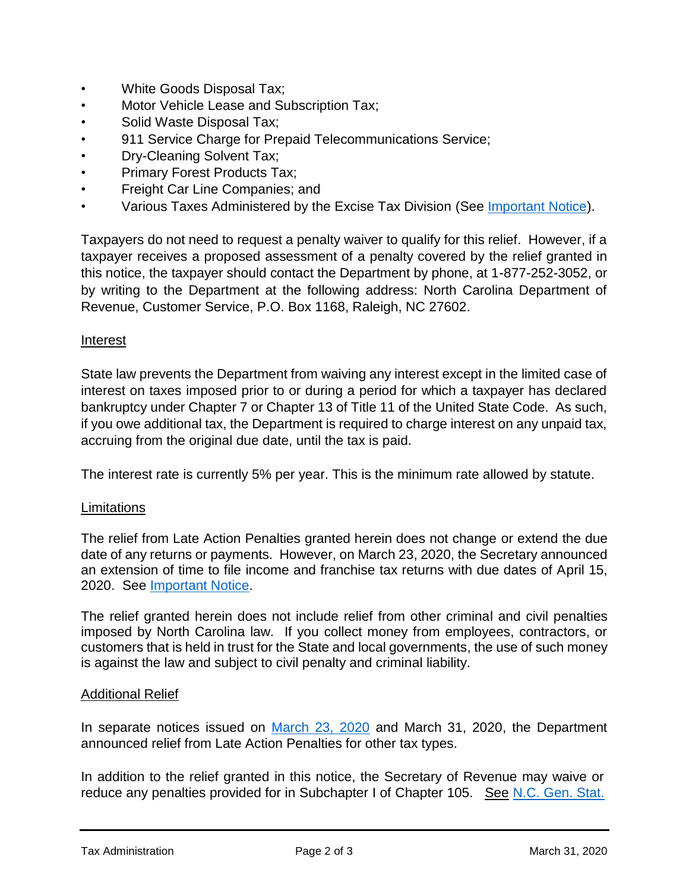- White Goods Disposal Tax;
- Motor Vehicle Lease and Subscription Tax;
- Solid Waste Disposal Tax;
- 911 Service Charge for Prepaid Telecommunications Service;
- Dry-Cleaning Solvent Tax;
- Primary Forest Products Tax;
- Freight Car Line Companies; and
- Various Taxes Administered by the Excise Tax Division (See Important Notice).

Taxpayers do not need to request a penalty waiver to qualify for this relief. However, if a taxpayer receives a proposed assessment of a penalty covered by the relief granted in this notice, the taxpayer should contact the Department by phone, at 1-877-252-3052, or by writing to the Department at the following address: North Carolina Department of Revenue, Customer Service, P.O. Box 1168, Raleigh, NC 27602.

## Interest

State law prevents the Department from waiving any interest except in the limited case of interest on taxes imposed prior to or during a period for which a taxpayer has declared bankruptcy under Chapter 7 or Chapter 13 of Title 11 of the United State Code. As such, if you owe additional tax, the Department is required to charge interest on any unpaid tax, accruing from the original due date, until the tax is paid.

The interest rate is currently 5% per year. This is the minimum rate allowed by statute.

## Limitations

The relief from Late Action Penalties granted herein does not change or extend the due date of any returns or payments. However, on March 23, 2020, the Secretary announced an extension of time to file income and franchise tax returns with due dates of April 15, 2020. See Important Notice.

The relief granted herein does not include relief from other criminal and civil penalties imposed by North Carolina law. If you collect money from employees, contractors, or customers that is held in trust for the State and local governments, the use of such money is against the law and subject to civil penalty and criminal liability.

## Additional Relief

In separate notices issued on March 23, 2020 and March 31, 2020, the Department announced relief from Late Action Penalties for other tax types.

In addition to the relief granted in this notice, the Secretary of Revenue may waive or reduce any penalties provided for in Subchapter I of Chapter 105. See N.C. Gen. Stat.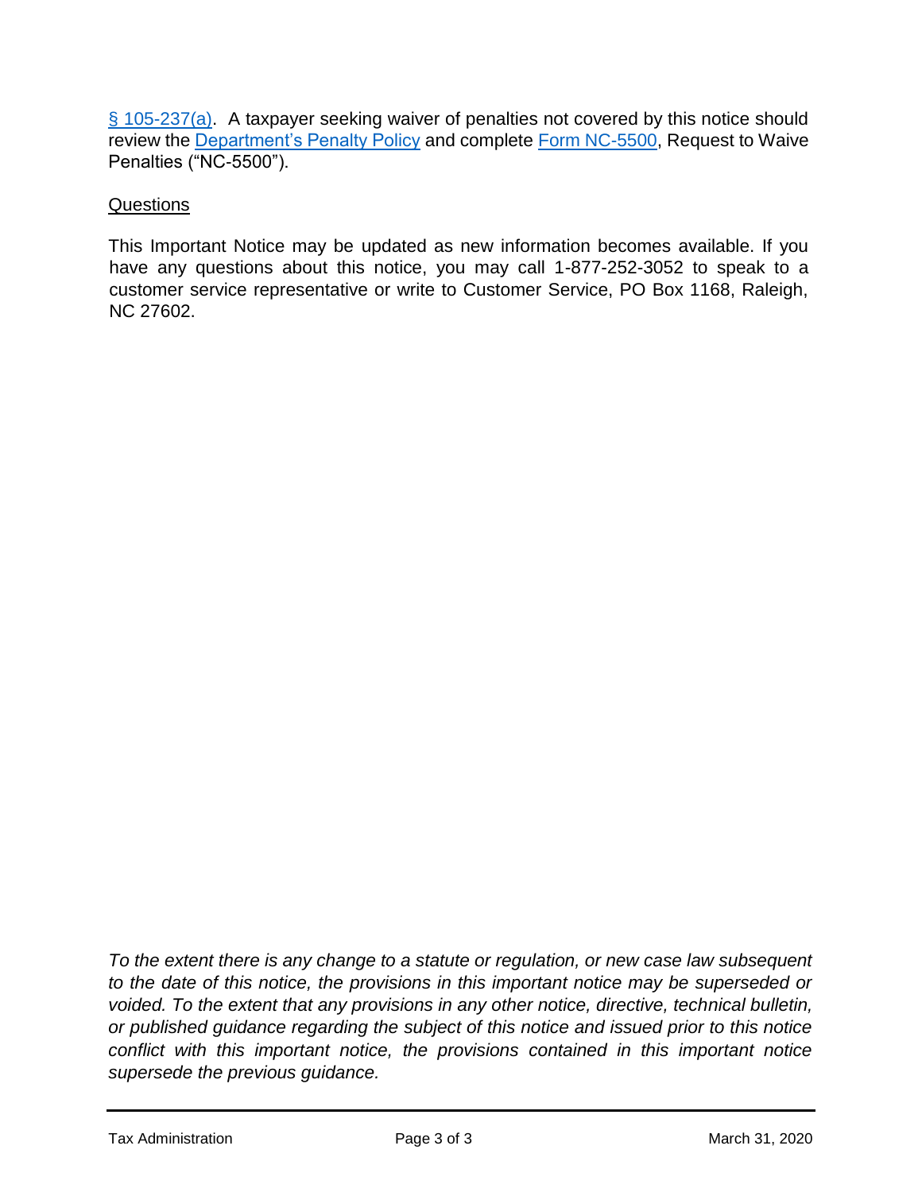§ 105-237(a). A taxpayer seeking waiver of penalties not covered by this notice should review the Department's Penalty Policy and complete Form NC-5500, Request to Waive Penalties ("NC-5500").

## Questions

This Important Notice may be updated as new information becomes available. If you have any questions about this notice, you may call 1-877-252-3052 to speak to a customer service representative or write to Customer Service, PO Box 1168, Raleigh, NC 27602.

*To the extent there is any change to a statute or regulation, or new case law subsequent to the date of this notice, the provisions in this important notice may be superseded or voided. To the extent that any provisions in any other notice, directive, technical bulletin, or published guidance regarding the subject of this notice and issued prior to this notice conflict with this important notice, the provisions contained in this important notice supersede the previous guidance.*